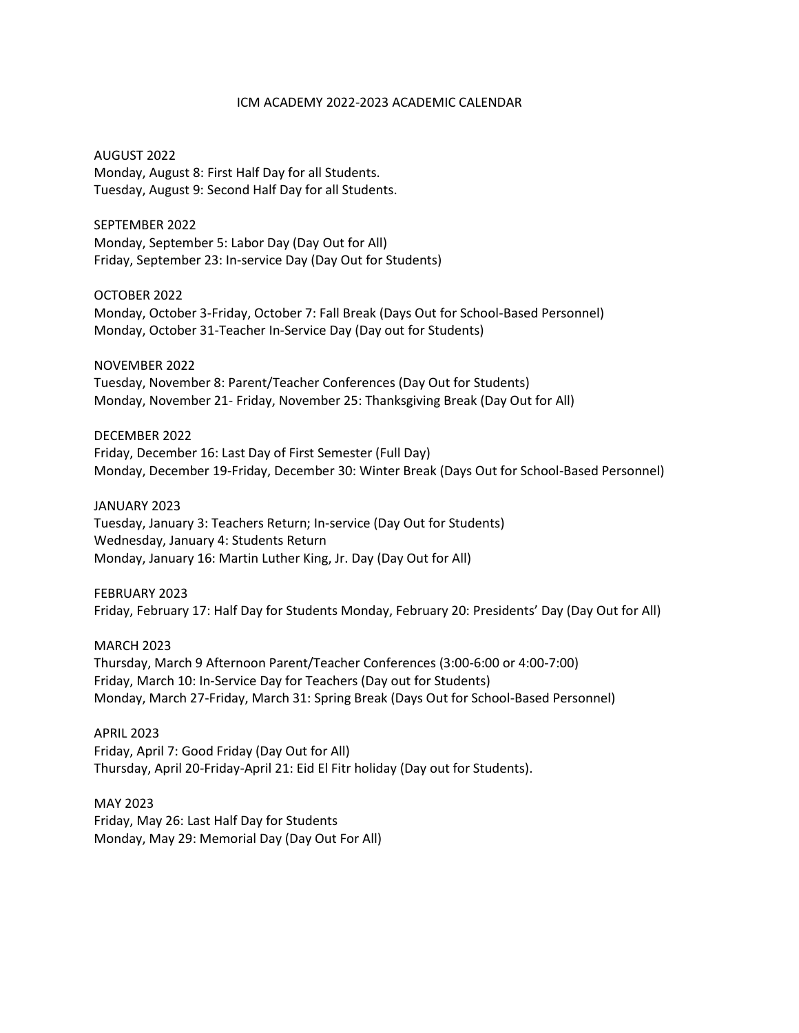# ICM ACADEMY 2022-2023 ACADEMIC CALENDAR

AUGUST 2022
Monday, August 8: First Half Day for all Students.
Tuesday, August 9: Second Half Day for all Students.

SEPTEMBER 2022
Monday, September 5: Labor Day (Day Out for All)
Friday, September 23: In-service Day (Day Out for Students)

OCTOBER 2022
Monday, October 3-Friday, October 7: Fall Break (Days Out for School-Based Personnel)
Monday, October 31-Teacher In-Service Day (Day out for Students)

NOVEMBER 2022
Tuesday, November 8: Parent/Teacher Conferences (Day Out for Students)
Monday, November 21- Friday, November 25: Thanksgiving Break (Day Out for All)

DECEMBER 2022
Friday, December 16: Last Day of First Semester (Full Day)
Monday, December 19-Friday, December 30: Winter Break (Days Out for School-Based Personnel)

JANUARY 2023
Tuesday, January 3: Teachers Return; In-service (Day Out for Students)
Wednesday, January 4: Students Return
Monday, January 16: Martin Luther King, Jr. Day (Day Out for All)

FEBRUARY 2023
Friday, February 17: Half Day for Students Monday, February 20: Presidents' Day (Day Out for All)

MARCH 2023
Thursday, March 9 Afternoon Parent/Teacher Conferences (3:00-6:00 or 4:00-7:00)
Friday, March 10: In-Service Day for Teachers (Day out for Students)
Monday, March 27-Friday, March 31: Spring Break (Days Out for School-Based Personnel)

APRIL 2023
Friday, April 7: Good Friday (Day Out for All)
Thursday, April 20-Friday-April 21: Eid El Fitr holiday (Day out for Students).

MAY 2023
Friday, May 26: Last Half Day for Students
Monday, May 29: Memorial Day (Day Out For All)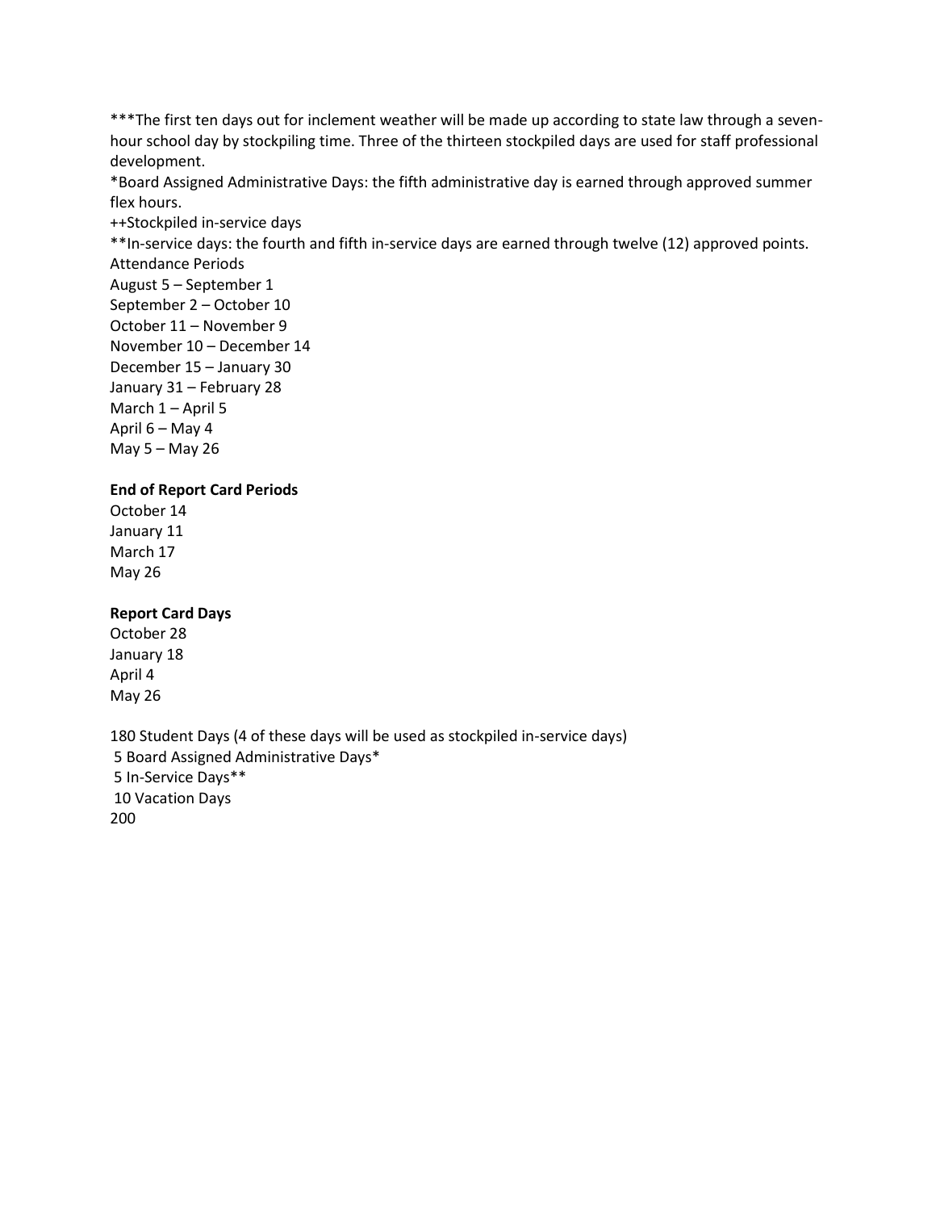***The first ten days out for inclement weather will be made up according to state law through a seven-hour school day by stockpiling time. Three of the thirteen stockpiled days are used for staff professional development.

*Board Assigned Administrative Days: the fifth administrative day is earned through approved summer flex hours.

++Stockpiled in-service days

**In-service days: the fourth and fifth in-service days are earned through twelve (12) approved points.

Attendance Periods

August 5 – September 1
September 2 – October 10
October 11 – November 9
November 10 – December 14
December 15 – January 30
January 31 – February 28
March 1 – April 5
April 6 – May 4
May 5 – May 26

**End of Report Card Periods**

October 14
January 11
March 17
May 26

**Report Card Days**

October 28
January 18
April 4
May 26

180 Student Days (4 of these days will be used as stockpiled in-service days)
5 Board Assigned Administrative Days*
5 In-Service Days**
10 Vacation Days
200